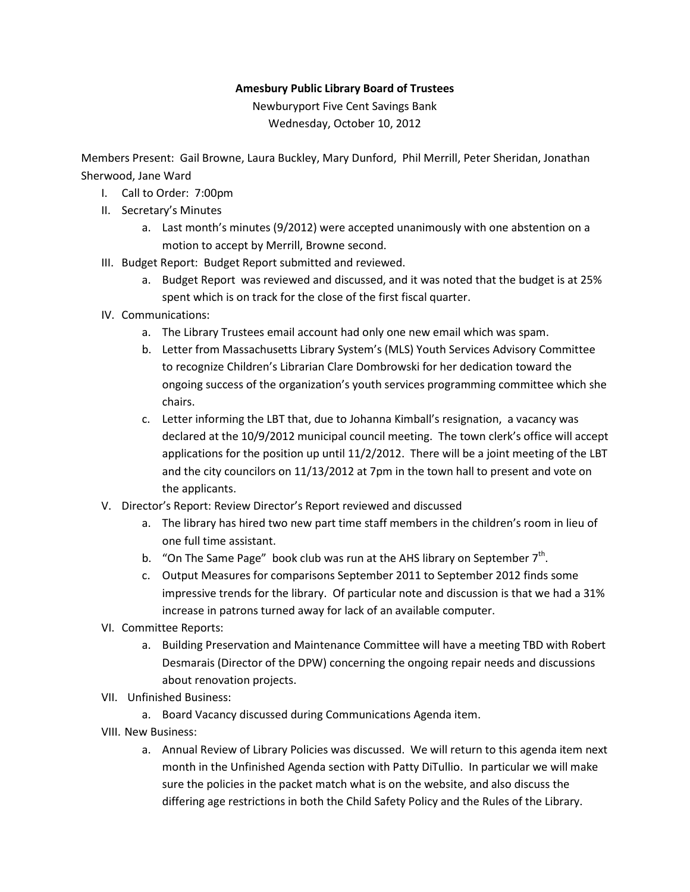**Amesbury Public Library Board of Trustees**

Newburyport Five Cent Savings Bank

Wednesday, October 10, 2012

Members Present: Gail Browne, Laura Buckley, Mary Dunford, Phil Merrill, Peter Sheridan, Jonathan Sherwood, Jane Ward

I. Call to Order: 7:00pm

II. Secretary's Minutes

   a. Last month's minutes (9/2012) were accepted unanimously with one abstention on a motion to accept by Merrill, Browne second.

III. Budget Report: Budget Report submitted and reviewed.

   a. Budget Report was reviewed and discussed, and it was noted that the budget is at 25% spent which is on track for the close of the first fiscal quarter.

IV. Communications:

   a. The Library Trustees email account had only one new email which was spam.

   b. Letter from Massachusetts Library System's (MLS) Youth Services Advisory Committee to recognize Children's Librarian Clare Dombrowski for her dedication toward the ongoing success of the organization's youth services programming committee which she chairs.

   c. Letter informing the LBT that, due to Johanna Kimball's resignation, a vacancy was declared at the 10/9/2012 municipal council meeting. The town clerk's office will accept applications for the position up until 11/2/2012. There will be a joint meeting of the LBT and the city councilors on 11/13/2012 at 7pm in the town hall to present and vote on the applicants.

V. Director's Report: Review Director's Report reviewed and discussed

   a. The library has hired two new part time staff members in the children's room in lieu of one full time assistant.

   b. "On The Same Page" book club was run at the AHS library on September 7th.

   c. Output Measures for comparisons September 2011 to September 2012 finds some impressive trends for the library. Of particular note and discussion is that we had a 31% increase in patrons turned away for lack of an available computer.

VI. Committee Reports:

   a. Building Preservation and Maintenance Committee will have a meeting TBD with Robert Desmarais (Director of the DPW) concerning the ongoing repair needs and discussions about renovation projects.

VII. Unfinished Business:

   a. Board Vacancy discussed during Communications Agenda item.

VIII. New Business:

   a. Annual Review of Library Policies was discussed. We will return to this agenda item next month in the Unfinished Agenda section with Patty DiTullio. In particular we will make sure the policies in the packet match what is on the website, and also discuss the differing age restrictions in both the Child Safety Policy and the Rules of the Library.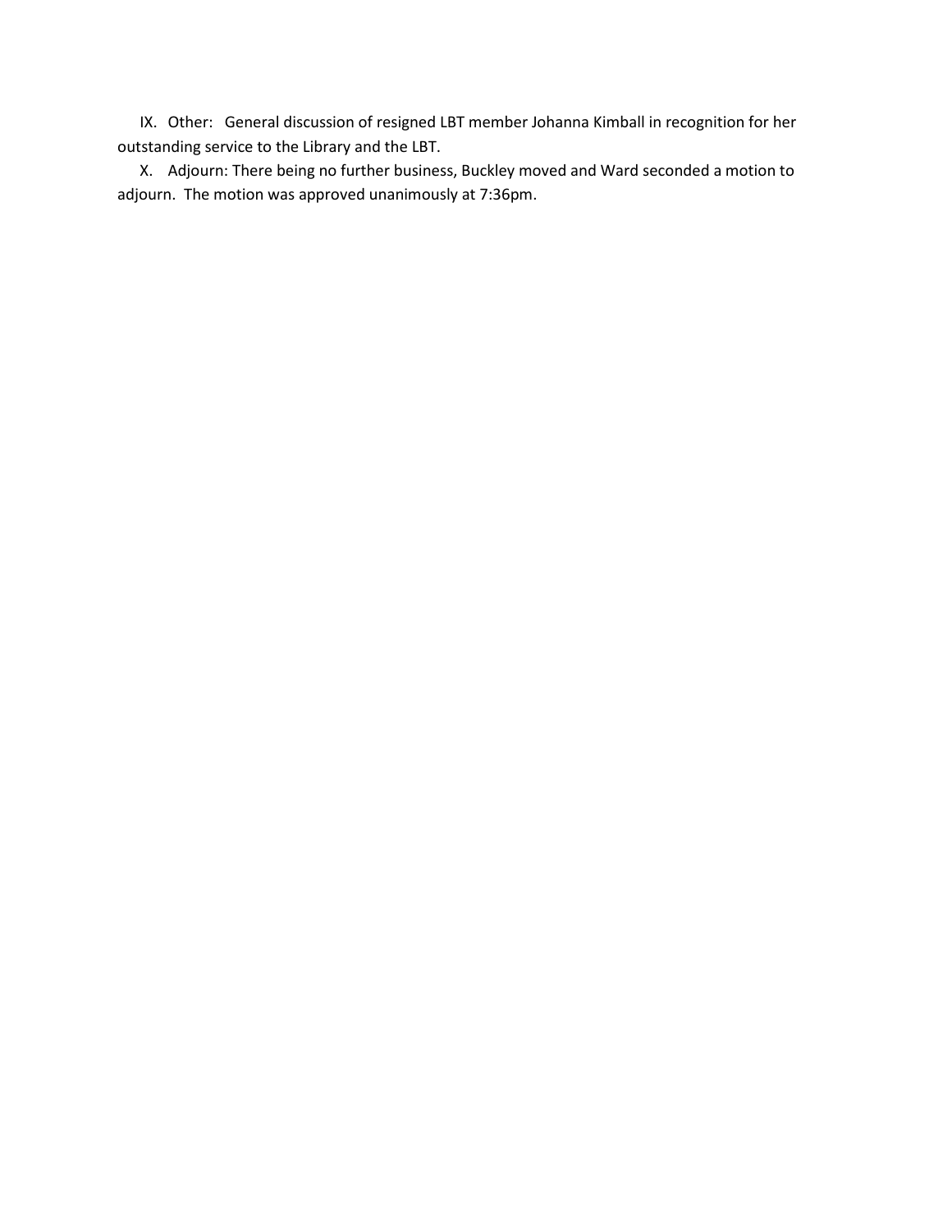IX. Other: General discussion of resigned LBT member Johanna Kimball in recognition for her outstanding service to the Library and the LBT.

X. Adjourn: There being no further business, Buckley moved and Ward seconded a motion to adjourn. The motion was approved unanimously at 7:36pm.